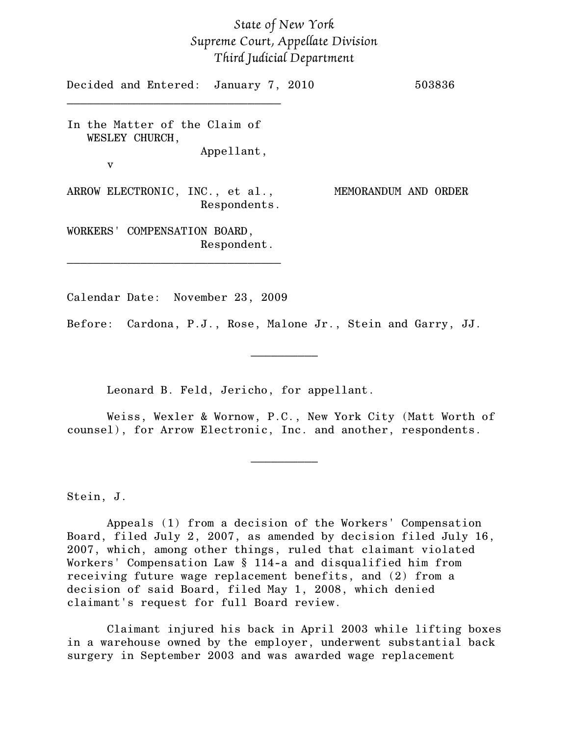*State of New York*
*Supreme Court, Appellate Division*
*Third Judicial Department*

Decided and Entered: January 7, 2010 503836

---

In the Matter of the Claim of
WESLEY CHURCH,
Appellant,
v

ARROW ELECTRONIC, INC., et al.,
Respondents.

MEMORANDUM AND ORDER

WORKERS' COMPENSATION BOARD,
Respondent.

---

Calendar Date: November 23, 2009

Before: Cardona, P.J., Rose, Malone Jr., Stein and Garry, JJ.

---

Leonard B. Feld, Jericho, for appellant.

Weiss, Wexler & Wornow, P.C., New York City (Matt Worth of counsel), for Arrow Electronic, Inc. and another, respondents.

---

Stein, J.

Appeals (1) from a decision of the Workers' Compensation Board, filed July 2, 2007, as amended by decision filed July 16, 2007, which, among other things, ruled that claimant violated Workers' Compensation Law § 114-a and disqualified him from receiving future wage replacement benefits, and (2) from a decision of said Board, filed May 1, 2008, which denied claimant's request for full Board review.

Claimant injured his back in April 2003 while lifting boxes in a warehouse owned by the employer, underwent substantial back surgery in September 2003 and was awarded wage replacement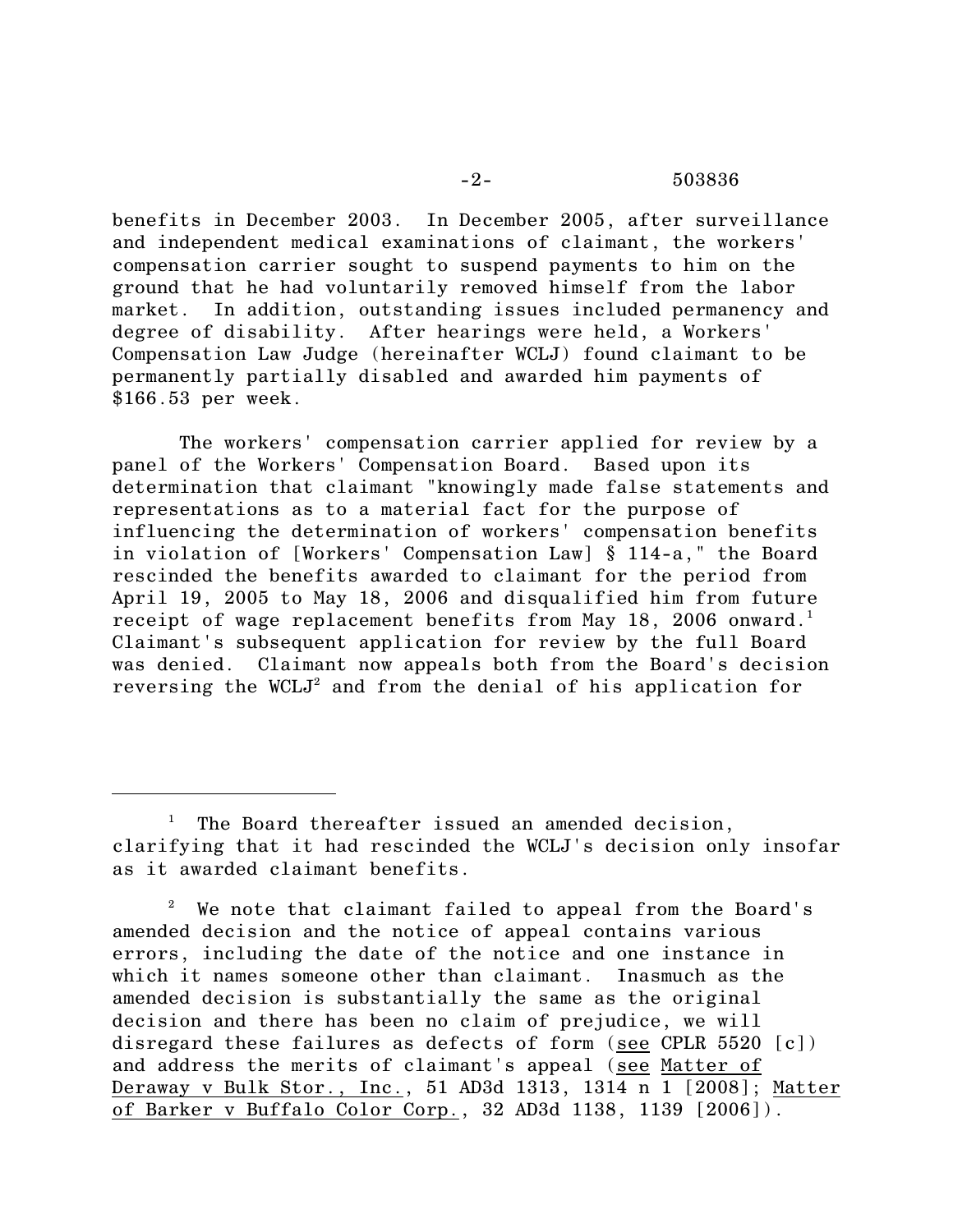benefits in December 2003. In December 2005, after surveillance and independent medical examinations of claimant, the workers' compensation carrier sought to suspend payments to him on the ground that he had voluntarily removed himself from the labor market. In addition, outstanding issues included permanency and degree of disability. After hearings were held, a Workers' Compensation Law Judge (hereinafter WCLJ) found claimant to be permanently partially disabled and awarded him payments of $166.53 per week.

The workers' compensation carrier applied for review by a panel of the Workers' Compensation Board. Based upon its determination that claimant "knowingly made false statements and representations as to a material fact for the purpose of influencing the determination of workers' compensation benefits in violation of [Workers' Compensation Law] § 114-a," the Board rescinded the benefits awarded to claimant for the period from April 19, 2005 to May 18, 2006 and disqualified him from future receipt of wage replacement benefits from May 18, 2006 onward.[1] Claimant's subsequent application for review by the full Board was denied. Claimant now appeals both from the Board's decision reversing the WCLJ[2] and from the denial of his application for

---

[1] The Board thereafter issued an amended decision, clarifying that it had rescinded the WCLJ's decision only insofar as it awarded claimant benefits.

[2] We note that claimant failed to appeal from the Board's amended decision and the notice of appeal contains various errors, including the date of the notice and one instance in which it names someone other than claimant. Inasmuch as the amended decision is substantially the same as the original decision and there has been no claim of prejudice, we will disregard these failures as defects of form (see CPLR 5520 [c]) and address the merits of claimant's appeal (see Matter of Deraway v Bulk Stor., Inc., 51 AD3d 1313, 1314 n 1 [2008]; Matter of Barker v Buffalo Color Corp., 32 AD3d 1138, 1139 [2006]).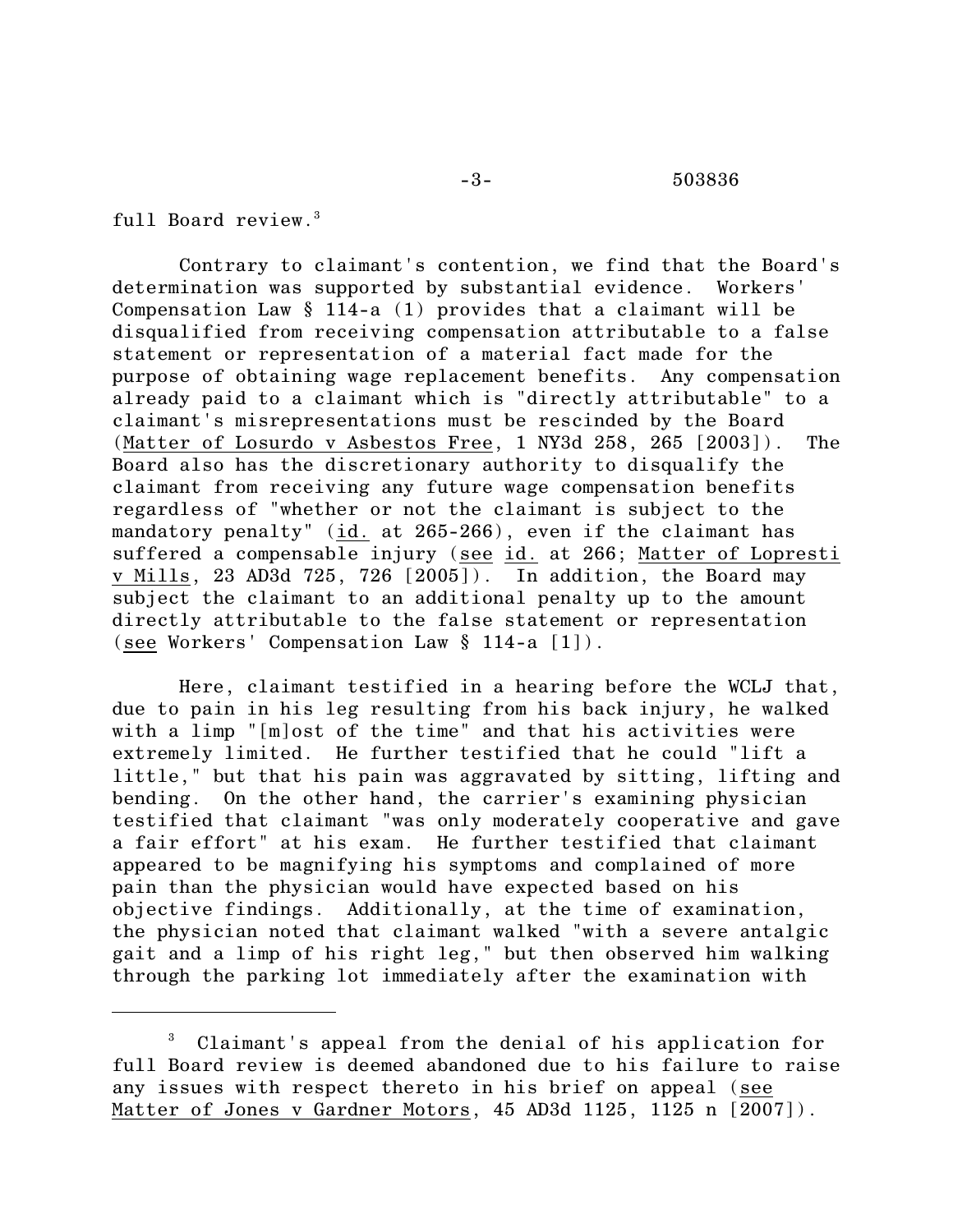full Board review.[3]

Contrary to claimant's contention, we find that the Board's determination was supported by substantial evidence. Workers' Compensation Law § 114-a (1) provides that a claimant will be disqualified from receiving compensation attributable to a false statement or representation of a material fact made for the purpose of obtaining wage replacement benefits. Any compensation already paid to a claimant which is "directly attributable" to a claimant's misrepresentations must be rescinded by the Board (Matter of Losurdo v Asbestos Free, 1 NY3d 258, 265 [2003]). The Board also has the discretionary authority to disqualify the claimant from receiving any future wage compensation benefits regardless of "whether or not the claimant is subject to the mandatory penalty" (id. at 265-266), even if the claimant has suffered a compensable injury (see id. at 266; Matter of Lopresti v Mills, 23 AD3d 725, 726 [2005]). In addition, the Board may subject the claimant to an additional penalty up to the amount directly attributable to the false statement or representation (see Workers' Compensation Law § 114-a [1]).

Here, claimant testified in a hearing before the WCLJ that, due to pain in his leg resulting from his back injury, he walked with a limp "[m]ost of the time" and that his activities were extremely limited. He further testified that he could "lift a little," but that his pain was aggravated by sitting, lifting and bending. On the other hand, the carrier's examining physician testified that claimant "was only moderately cooperative and gave a fair effort" at his exam. He further testified that claimant appeared to be magnifying his symptoms and complained of more pain than the physician would have expected based on his objective findings. Additionally, at the time of examination, the physician noted that claimant walked "with a severe antalgic gait and a limp of his right leg," but then observed him walking through the parking lot immediately after the examination with

[3] Claimant's appeal from the denial of his application for full Board review is deemed abandoned due to his failure to raise any issues with respect thereto in his brief on appeal (see Matter of Jones v Gardner Motors, 45 AD3d 1125, 1125 n [2007]).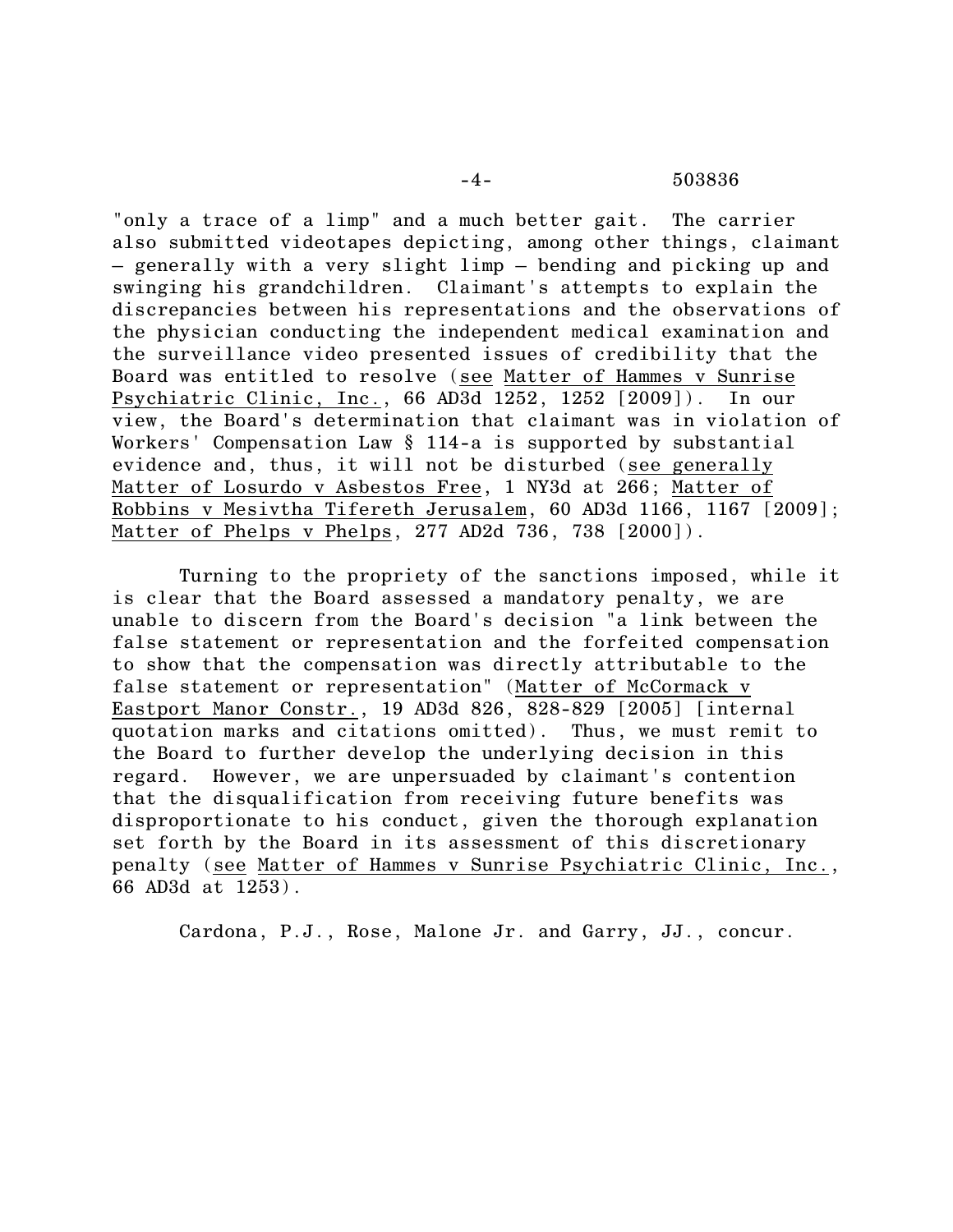"only a trace of a limp" and a much better gait. The carrier also submitted videotapes depicting, among other things, claimant – generally with a very slight limp – bending and picking up and swinging his grandchildren. Claimant's attempts to explain the discrepancies between his representations and the observations of the physician conducting the independent medical examination and the surveillance video presented issues of credibility that the Board was entitled to resolve (see Matter of Hammes v Sunrise Psychiatric Clinic, Inc., 66 AD3d 1252, 1252 [2009]). In our view, the Board's determination that claimant was in violation of Workers' Compensation Law § 114-a is supported by substantial evidence and, thus, it will not be disturbed (see generally Matter of Losurdo v Asbestos Free, 1 NY3d at 266; Matter of Robbins v Mesivtha Tifereth Jerusalem, 60 AD3d 1166, 1167 [2009]; Matter of Phelps v Phelps, 277 AD2d 736, 738 [2000]).

Turning to the propriety of the sanctions imposed, while it is clear that the Board assessed a mandatory penalty, we are unable to discern from the Board's decision "a link between the false statement or representation and the forfeited compensation to show that the compensation was directly attributable to the false statement or representation" (Matter of McCormack v Eastport Manor Constr., 19 AD3d 826, 828-829 [2005] [internal quotation marks and citations omitted). Thus, we must remit to the Board to further develop the underlying decision in this regard. However, we are unpersuaded by claimant's contention that the disqualification from receiving future benefits was disproportionate to his conduct, given the thorough explanation set forth by the Board in its assessment of this discretionary penalty (see Matter of Hammes v Sunrise Psychiatric Clinic, Inc., 66 AD3d at 1253).

Cardona, P.J., Rose, Malone Jr. and Garry, JJ., concur.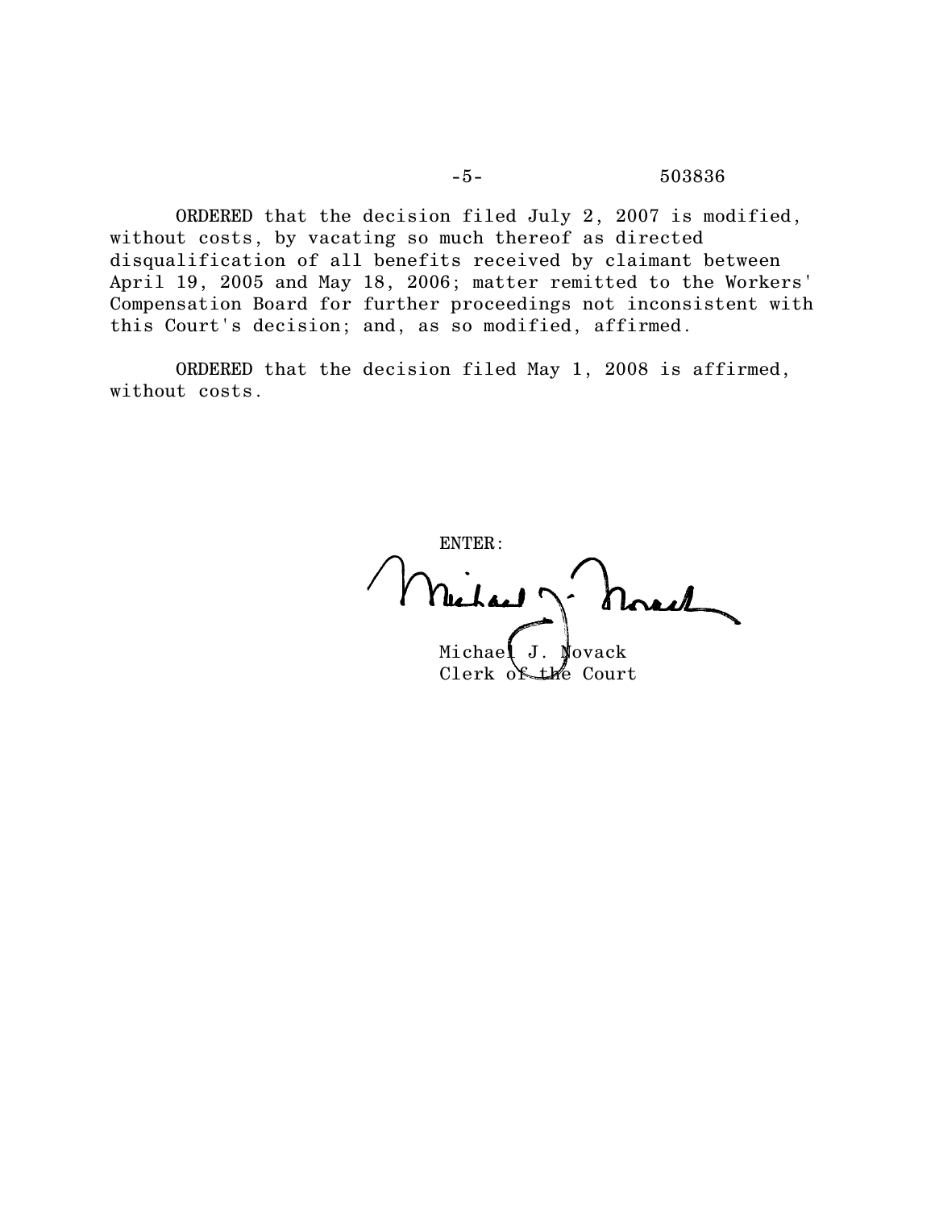ORDERED that the decision filed July 2, 2007 is modified, without costs, by vacating so much thereof as directed disqualification of all benefits received by claimant between April 19, 2005 and May 18, 2006; matter remitted to the Workers' Compensation Board for further proceedings not inconsistent with this Court's decision; and, as so modified, affirmed.

ORDERED that the decision filed May 1, 2008 is affirmed, without costs.

ENTER:

Michael J. Novack
Clerk of the Court